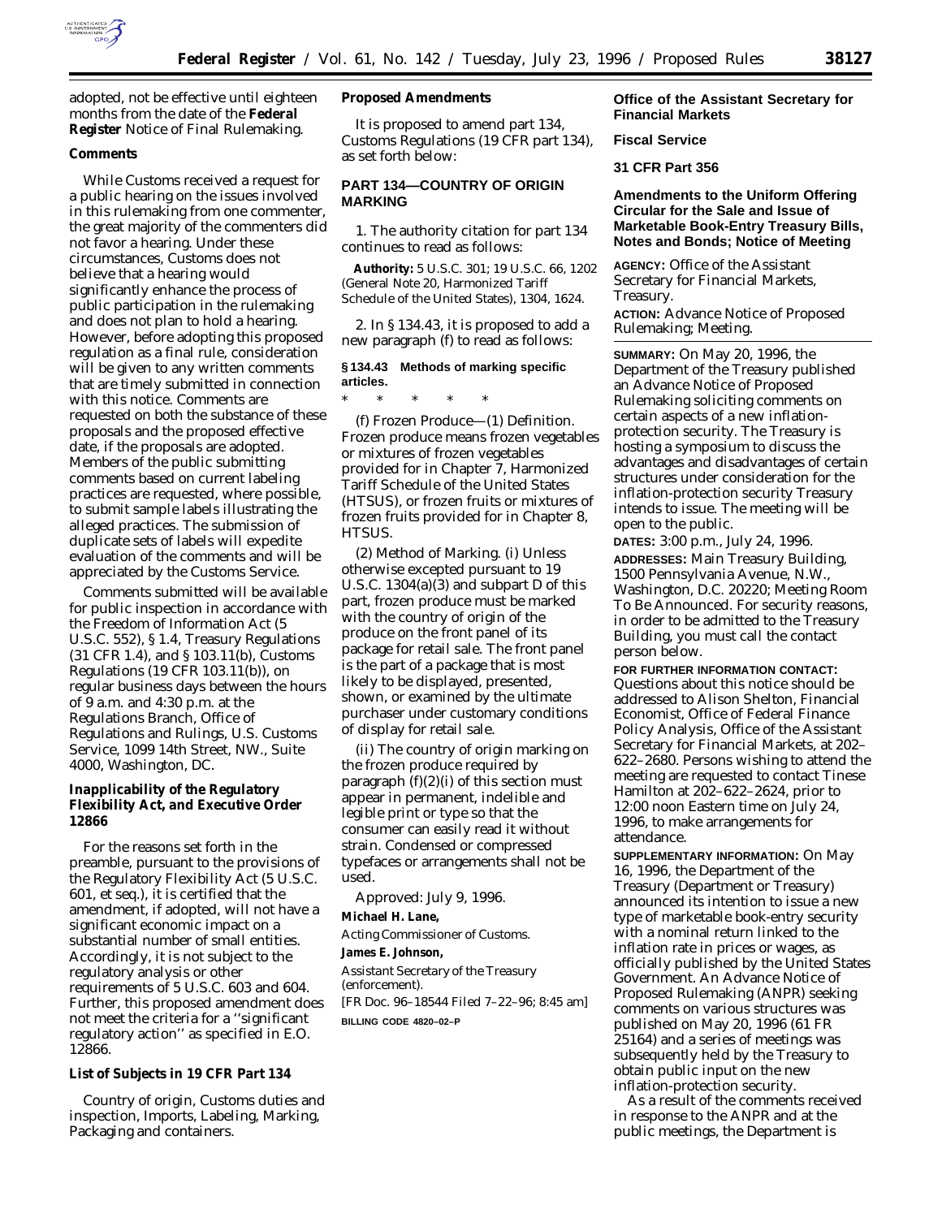adopted, not be effective until eighteen months from the date of the **Federal Register** Notice of Final Rulemaking.

## Comments

While Customs received a request for a public hearing on the issues involved in this rulemaking from one commenter, the great majority of the commenters did not favor a hearing. Under these circumstances, Customs does not believe that a hearing would significantly enhance the process of public participation in the rulemaking and does not plan to hold a hearing. However, before adopting this proposed regulation as a final rule, consideration will be given to any written comments that are timely submitted in connection with this notice. Comments are requested on both the substance of these proposals and the proposed effective date, if the proposals are adopted. Members of the public submitting comments based on current labeling practices are requested, where possible, to submit sample labels illustrating the alleged practices. The submission of duplicate sets of labels will expedite evaluation of the comments and will be appreciated by the Customs Service.

Comments submitted will be available for public inspection in accordance with the Freedom of Information Act (5 U.S.C. 552), § 1.4, Treasury Regulations (31 CFR 1.4), and § 103.11(b), Customs Regulations (19 CFR 103.11(b)), on regular business days between the hours of 9 a.m. and 4:30 p.m. at the Regulations Branch, Office of Regulations and Rulings, U.S. Customs Service, 1099 14th Street, NW., Suite 4000, Washington, DC.

## Inapplicability of the Regulatory Flexibility Act, and Executive Order 12866

For the reasons set forth in the preamble, pursuant to the provisions of the Regulatory Flexibility Act (5 U.S.C. 601, et seq.), it is certified that the amendment, if adopted, will not have a significant economic impact on a substantial number of small entities. Accordingly, it is not subject to the regulatory analysis or other requirements of 5 U.S.C. 603 and 604. Further, this proposed amendment does not meet the criteria for a ''significant regulatory action'' as specified in E.O. 12866.

## List of Subjects in 19 CFR Part 134

Country of origin, Customs duties and inspection, Imports, Labeling, Marking, Packaging and containers.

## Proposed Amendments

It is proposed to amend part 134, Customs Regulations (19 CFR part 134), as set forth below:

## PART 134—COUNTRY OF ORIGIN MARKING

1. The authority citation for part 134 continues to read as follows:

**Authority:** 5 U.S.C. 301; 19 U.S.C. 66, 1202 (General Note 20, Harmonized Tariff Schedule of the United States), 1304, 1624.

2. In § 134.43, it is proposed to add a new paragraph (f) to read as follows:

### § 134.43 Methods of marking specific articles.

\* \* \* \* \*

(f) Frozen Produce—(1) Definition. Frozen produce means frozen vegetables or mixtures of frozen vegetables provided for in Chapter 7, Harmonized Tariff Schedule of the United States (HTSUS), or frozen fruits or mixtures of frozen fruits provided for in Chapter 8, HTSUS.

(2) Method of Marking. (i) Unless otherwise excepted pursuant to 19 U.S.C. 1304(a)(3) and subpart D of this part, frozen produce must be marked with the country of origin of the produce on the front panel of its package for retail sale. The front panel is the part of a package that is most likely to be displayed, presented, shown, or examined by the ultimate purchaser under customary conditions of display for retail sale.

(ii) The country of origin marking on the frozen produce required by paragraph (f)(2)(i) of this section must appear in permanent, indelible and legible print or type so that the consumer can easily read it without strain. Condensed or compressed typefaces or arrangements shall not be used.

Approved: July 9, 1996.

**Michael H. Lane,**

*Acting Commissioner of Customs.*

**James E. Johnson,**

*Assistant Secretary of the Treasury (enforcement).*

[FR Doc. 96–18544 Filed 7–22–96; 8:45 am]

**BILLING CODE 4820–02–P**

## Office of the Assistant Secretary for Financial Markets

## Fiscal Service

## 31 CFR Part 356

## Amendments to the Uniform Offering Circular for the Sale and Issue of Marketable Book-Entry Treasury Bills, Notes and Bonds; Notice of Meeting

**AGENCY:** Office of the Assistant Secretary for Financial Markets, Treasury.

**ACTION:** Advance Notice of Proposed Rulemaking; Meeting.

**SUMMARY:** On May 20, 1996, the Department of the Treasury published an Advance Notice of Proposed Rulemaking soliciting comments on certain aspects of a new inflation-protection security. The Treasury is hosting a symposium to discuss the advantages and disadvantages of certain structures under consideration for the inflation-protection security Treasury intends to issue. The meeting will be open to the public.

**DATES:** 3:00 p.m., July 24, 1996.

**ADDRESSES:** Main Treasury Building, 1500 Pennsylvania Avenue, N.W., Washington, D.C. 20220; Meeting Room To Be Announced. For security reasons, in order to be admitted to the Treasury Building, you must call the contact person below.

**FOR FURTHER INFORMATION CONTACT:** Questions about this notice should be addressed to Alison Shelton, Financial Economist, Office of Federal Finance Policy Analysis, Office of the Assistant Secretary for Financial Markets, at 202–622–2680. Persons wishing to attend the meeting are requested to contact Tinese Hamilton at 202–622–2624, prior to 12:00 noon Eastern time on July 24, 1996, to make arrangements for attendance.

**SUPPLEMENTARY INFORMATION:** On May 16, 1996, the Department of the Treasury (Department or Treasury) announced its intention to issue a new type of marketable book-entry security with a nominal return linked to the inflation rate in prices or wages, as officially published by the United States Government. An Advance Notice of Proposed Rulemaking (ANPR) seeking comments on various structures was published on May 20, 1996 (61 FR 25164) and a series of meetings was subsequently held by the Treasury to obtain public input on the new inflation-protection security.

As a result of the comments received in response to the ANPR and at the public meetings, the Department is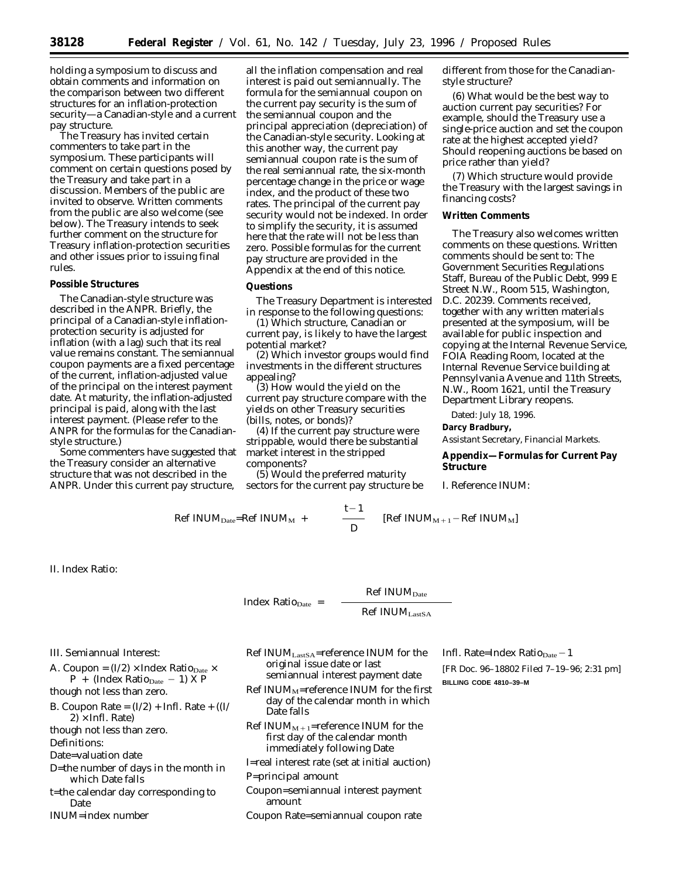holding a symposium to discuss and obtain comments and information on the comparison between two different structures for an inflation-protection security—a Canadian-style and a current pay structure.

The Treasury has invited certain commenters to take part in the symposium. These participants will comment on certain questions posed by the Treasury and take part in a discussion. Members of the public are invited to observe. Written comments from the public are also welcome (see below). The Treasury intends to seek further comment on the structure for Treasury inflation-protection securities and other issues prior to issuing final rules.

**Possible Structures**

The Canadian-style structure was described in the ANPR. Briefly, the principal of a Canadian-style inflation-protection security is adjusted for inflation (with a lag) such that its real value remains constant. The semiannual coupon payments are a fixed percentage of the current, inflation-adjusted value of the principal on the interest payment date. At maturity, the inflation-adjusted principal is paid, along with the last interest payment. (Please refer to the ANPR for the formulas for the Canadian-style structure.)

Some commenters have suggested that the Treasury consider an alternative structure that was not described in the ANPR. Under this current pay structure, all the inflation compensation and real interest is paid out semiannually. The formula for the semiannual coupon on the current pay security is the sum of the semiannual coupon and the principal appreciation (depreciation) of the Canadian-style security. Looking at this another way, the current pay semiannual coupon rate is the sum of the real semiannual rate, the six-month percentage change in the price or wage index, and the product of these two rates. The principal of the current pay security would not be indexed. In order to simplify the security, it is assumed here that the rate will not be less than zero. Possible formulas for the current pay structure are provided in the Appendix at the end of this notice.

**Questions**

The Treasury Department is interested in response to the following questions:

(1) Which structure, Canadian or current pay, is likely to have the largest potential market?

(2) Which investor groups would find investments in the different structures appealing?

(3) How would the yield on the current pay structure compare with the yields on other Treasury securities (bills, notes, or bonds)?

(4) If the current pay structure were strippable, would there be substantial market interest in the stripped components?

(5) Would the preferred maturity sectors for the current pay structure be different from those for the Canadian-style structure?

(6) What would be the best way to auction current pay securities? For example, should the Treasury use a single-price auction and set the coupon rate at the highest accepted yield? Should reopening auctions be based on price rather than yield?

(7) Which structure would provide the Treasury with the largest savings in financing costs?

**Written Comments**

The Treasury also welcomes written comments on these questions. Written comments should be sent to: The Government Securities Regulations Staff, Bureau of the Public Debt, 999 E Street N.W., Room 515, Washington, D.C. 20239. Comments received, together with any written materials presented at the symposium, will be available for public inspection and copying at the Internal Revenue Service, FOIA Reading Room, located at the Internal Revenue Service building at Pennsylvania Avenue and 11th Streets, N.W., Room 1621, until the Treasury Department Library reopens.

Dated: July 18, 1996.

**Darcy Bradbury,**

*Assistant Secretary, Financial Markets.*

**Appendix—Formulas for Current Pay Structure**

I. Reference INUM:

$$\text{Ref INUM}_{\text{Date}} = \text{Ref INUM}_{\text{M}} + \frac{t-1}{D} [\text{Ref INUM}_{\text{M+1}} - \text{Ref INUM}_{\text{M}}]$$

II. Index Ratio:

$$\text{Index Ratio}_{\text{Date}} = \frac{\text{Ref INUM}_{\text{Date}}}{\text{Ref INUM}_{\text{LastSA}}}$$

III. Semiannual Interest:

A. Coupon = $(I/2) \times \text{Index Ratio}_{\text{Date}} \times P + (\text{Index Ratio}_{\text{Date}} - 1) \times P$

though not less than zero.

B. Coupon Rate = $(I/2) + \text{Infl. Rate} + ((I/2) \times \text{Infl. Rate})$

though not less than zero.

Definitions:

Date=valuation date

D=the number of days in the month in which Date falls

t=the calendar day corresponding to Date

INUM=index number

$\text{Ref INUM}_{\text{LastSA}}$=reference INUM for the original issue date or last semiannual interest payment date

$\text{Ref INUM}_{\text{M}}$=reference INUM for the first day of the calendar month in which Date falls

$\text{Ref INUM}_{\text{M+1}}$=reference INUM for the first day of the calendar month immediately following Date

I=real interest rate (set at initial auction)

P=principal amount

Coupon=semiannual interest payment amount

Coupon Rate=semiannual coupon rate

Infl. Rate=$\text{Index Ratio}_{\text{Date}} - 1$

[FR Doc. 96–18802 Filed 7–19–96; 2:31 pm]

BILLING CODE 4810–39–M